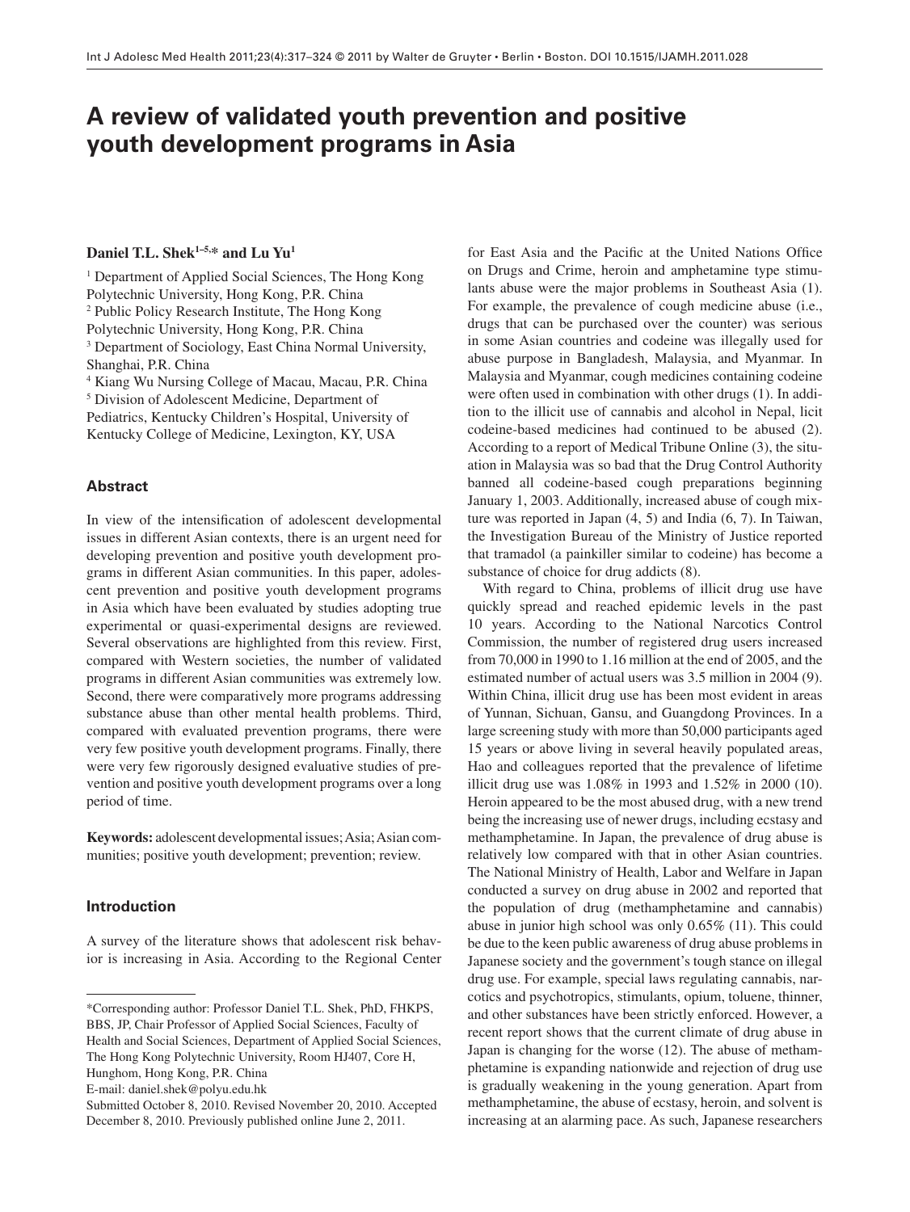# A review of validated youth prevention and positive youth development programs in Asia

**Daniel T.L. Shek[1–5,*] and Lu Yu[1]**

[1] Department of Applied Social Sciences, The Hong Kong Polytechnic University, Hong Kong, P.R. China
[2] Public Policy Research Institute, The Hong Kong Polytechnic University, Hong Kong, P.R. China
[3] Department of Sociology, East China Normal University, Shanghai, P.R. China
[4] Kiang Wu Nursing College of Macau, Macau, P.R. China
[5] Division of Adolescent Medicine, Department of Pediatrics, Kentucky Children's Hospital, University of Kentucky College of Medicine, Lexington, KY, USA

## Abstract

In view of the intensification of adolescent developmental issues in different Asian contexts, there is an urgent need for developing prevention and positive youth development programs in different Asian communities. In this paper, adolescent prevention and positive youth development programs in Asia which have been evaluated by studies adopting true experimental or quasi-experimental designs are reviewed. Several observations are highlighted from this review. First, compared with Western societies, the number of validated programs in different Asian communities was extremely low. Second, there were comparatively more programs addressing substance abuse than other mental health problems. Third, compared with evaluated prevention programs, there were very few positive youth development programs. Finally, there were very few rigorously designed evaluative studies of prevention and positive youth development programs over a long period of time.

**Keywords:** adolescent developmental issues; Asia; Asian communities; positive youth development; prevention; review.

## Introduction

A survey of the literature shows that adolescent risk behavior is increasing in Asia. According to the Regional Center for East Asia and the Pacific at the United Nations Office on Drugs and Crime, heroin and amphetamine type stimulants abuse were the major problems in Southeast Asia (1). For example, the prevalence of cough medicine abuse (i.e., drugs that can be purchased over the counter) was serious in some Asian countries and codeine was illegally used for abuse purpose in Bangladesh, Malaysia, and Myanmar. In Malaysia and Myanmar, cough medicines containing codeine were often used in combination with other drugs (1). In addition to the illicit use of cannabis and alcohol in Nepal, licit codeine-based medicines had continued to be abused (2). According to a report of Medical Tribune Online (3), the situation in Malaysia was so bad that the Drug Control Authority banned all codeine-based cough preparations beginning January 1, 2003. Additionally, increased abuse of cough mixture was reported in Japan (4, 5) and India (6, 7). In Taiwan, the Investigation Bureau of the Ministry of Justice reported that tramadol (a painkiller similar to codeine) has become a substance of choice for drug addicts (8).

With regard to China, problems of illicit drug use have quickly spread and reached epidemic levels in the past 10 years. According to the National Narcotics Control Commission, the number of registered drug users increased from 70,000 in 1990 to 1.16 million at the end of 2005, and the estimated number of actual users was 3.5 million in 2004 (9). Within China, illicit drug use has been most evident in areas of Yunnan, Sichuan, Gansu, and Guangdong Provinces. In a large screening study with more than 50,000 participants aged 15 years or above living in several heavily populated areas, Hao and colleagues reported that the prevalence of lifetime illicit drug use was 1.08% in 1993 and 1.52% in 2000 (10). Heroin appeared to be the most abused drug, with a new trend being the increasing use of newer drugs, including ecstasy and methamphetamine. In Japan, the prevalence of drug abuse is relatively low compared with that in other Asian countries. The National Ministry of Health, Labor and Welfare in Japan conducted a survey on drug abuse in 2002 and reported that the population of drug (methamphetamine and cannabis) abuse in junior high school was only 0.65% (11). This could be due to the keen public awareness of drug abuse problems in Japanese society and the government's tough stance on illegal drug use. For example, special laws regulating cannabis, narcotics and psychotropics, stimulants, opium, toluene, thinner, and other substances have been strictly enforced. However, a recent report shows that the current climate of drug abuse in Japan is changing for the worse (12). The abuse of methamphetamine is expanding nationwide and rejection of drug use is gradually weakening in the young generation. Apart from methamphetamine, the abuse of ecstasy, heroin, and solvent is increasing at an alarming pace. As such, Japanese researchers

*Corresponding author: Professor Daniel T.L. Shek, PhD, FHKPS, BBS, JP, Chair Professor of Applied Social Sciences, Faculty of Health and Social Sciences, Department of Applied Social Sciences, The Hong Kong Polytechnic University, Room HJ407, Core H, Hunghom, Hong Kong, P.R. China
E-mail: daniel.shek@polyu.edu.hk

Submitted October 8, 2010. Revised November 20, 2010. Accepted December 8, 2010. Previously published online June 2, 2011.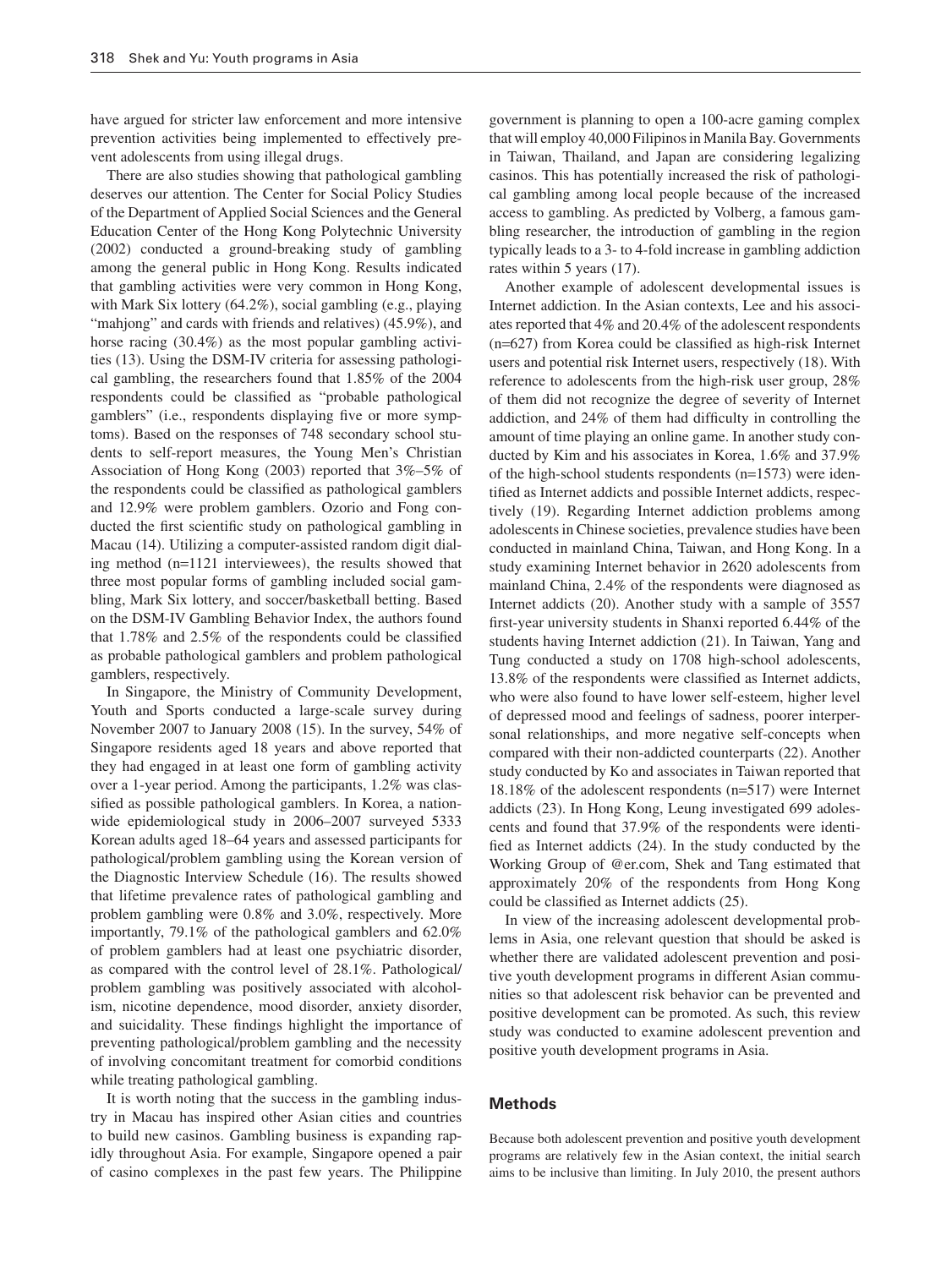have argued for stricter law enforcement and more intensive prevention activities being implemented to effectively prevent adolescents from using illegal drugs.

There are also studies showing that pathological gambling deserves our attention. The Center for Social Policy Studies of the Department of Applied Social Sciences and the General Education Center of the Hong Kong Polytechnic University (2002) conducted a ground-breaking study of gambling among the general public in Hong Kong. Results indicated that gambling activities were very common in Hong Kong, with Mark Six lottery (64.2%), social gambling (e.g., playing "mahjong" and cards with friends and relatives) (45.9%), and horse racing (30.4%) as the most popular gambling activities (13). Using the DSM-IV criteria for assessing pathological gambling, the researchers found that 1.85% of the 2004 respondents could be classified as "probable pathological gamblers" (i.e., respondents displaying five or more symptoms). Based on the responses of 748 secondary school students to self-report measures, the Young Men's Christian Association of Hong Kong (2003) reported that 3%–5% of the respondents could be classified as pathological gamblers and 12.9% were problem gamblers. Ozorio and Fong conducted the first scientific study on pathological gambling in Macau (14). Utilizing a computer-assisted random digit dialing method (n=1121 interviewees), the results showed that three most popular forms of gambling included social gambling, Mark Six lottery, and soccer/basketball betting. Based on the DSM-IV Gambling Behavior Index, the authors found that 1.78% and 2.5% of the respondents could be classified as probable pathological gamblers and problem pathological gamblers, respectively.

In Singapore, the Ministry of Community Development, Youth and Sports conducted a large-scale survey during November 2007 to January 2008 (15). In the survey, 54% of Singapore residents aged 18 years and above reported that they had engaged in at least one form of gambling activity over a 1-year period. Among the participants, 1.2% was classified as possible pathological gamblers. In Korea, a nationwide epidemiological study in 2006–2007 surveyed 5333 Korean adults aged 18–64 years and assessed participants for pathological/problem gambling using the Korean version of the Diagnostic Interview Schedule (16). The results showed that lifetime prevalence rates of pathological gambling and problem gambling were 0.8% and 3.0%, respectively. More importantly, 79.1% of the pathological gamblers and 62.0% of problem gamblers had at least one psychiatric disorder, as compared with the control level of 28.1%. Pathological/problem gambling was positively associated with alcoholism, nicotine dependence, mood disorder, anxiety disorder, and suicidality. These findings highlight the importance of preventing pathological/problem gambling and the necessity of involving concomitant treatment for comorbid conditions while treating pathological gambling.

It is worth noting that the success in the gambling industry in Macau has inspired other Asian cities and countries to build new casinos. Gambling business is expanding rapidly throughout Asia. For example, Singapore opened a pair of casino complexes in the past few years. The Philippine government is planning to open a 100-acre gaming complex that will employ 40,000 Filipinos in Manila Bay. Governments in Taiwan, Thailand, and Japan are considering legalizing casinos. This has potentially increased the risk of pathological gambling among local people because of the increased access to gambling. As predicted by Volberg, a famous gambling researcher, the introduction of gambling in the region typically leads to a 3- to 4-fold increase in gambling addiction rates within 5 years (17).

Another example of adolescent developmental issues is Internet addiction. In the Asian contexts, Lee and his associates reported that 4% and 20.4% of the adolescent respondents (n=627) from Korea could be classified as high-risk Internet users and potential risk Internet users, respectively (18). With reference to adolescents from the high-risk user group, 28% of them did not recognize the degree of severity of Internet addiction, and 24% of them had difficulty in controlling the amount of time playing an online game. In another study conducted by Kim and his associates in Korea, 1.6% and 37.9% of the high-school students respondents (n=1573) were identified as Internet addicts and possible Internet addicts, respectively (19). Regarding Internet addiction problems among adolescents in Chinese societies, prevalence studies have been conducted in mainland China, Taiwan, and Hong Kong. In a study examining Internet behavior in 2620 adolescents from mainland China, 2.4% of the respondents were diagnosed as Internet addicts (20). Another study with a sample of 3557 first-year university students in Shanxi reported 6.44% of the students having Internet addiction (21). In Taiwan, Yang and Tung conducted a study on 1708 high-school adolescents, 13.8% of the respondents were classified as Internet addicts, who were also found to have lower self-esteem, higher level of depressed mood and feelings of sadness, poorer interpersonal relationships, and more negative self-concepts when compared with their non-addicted counterparts (22). Another study conducted by Ko and associates in Taiwan reported that 18.18% of the adolescent respondents (n=517) were Internet addicts (23). In Hong Kong, Leung investigated 699 adolescents and found that 37.9% of the respondents were identified as Internet addicts (24). In the study conducted by the Working Group of @er.com, Shek and Tang estimated that approximately 20% of the respondents from Hong Kong could be classified as Internet addicts (25).

In view of the increasing adolescent developmental problems in Asia, one relevant question that should be asked is whether there are validated adolescent prevention and positive youth development programs in different Asian communities so that adolescent risk behavior can be prevented and positive development can be promoted. As such, this review study was conducted to examine adolescent prevention and positive youth development programs in Asia.

## Methods

Because both adolescent prevention and positive youth development programs are relatively few in the Asian context, the initial search aims to be inclusive than limiting. In July 2010, the present authors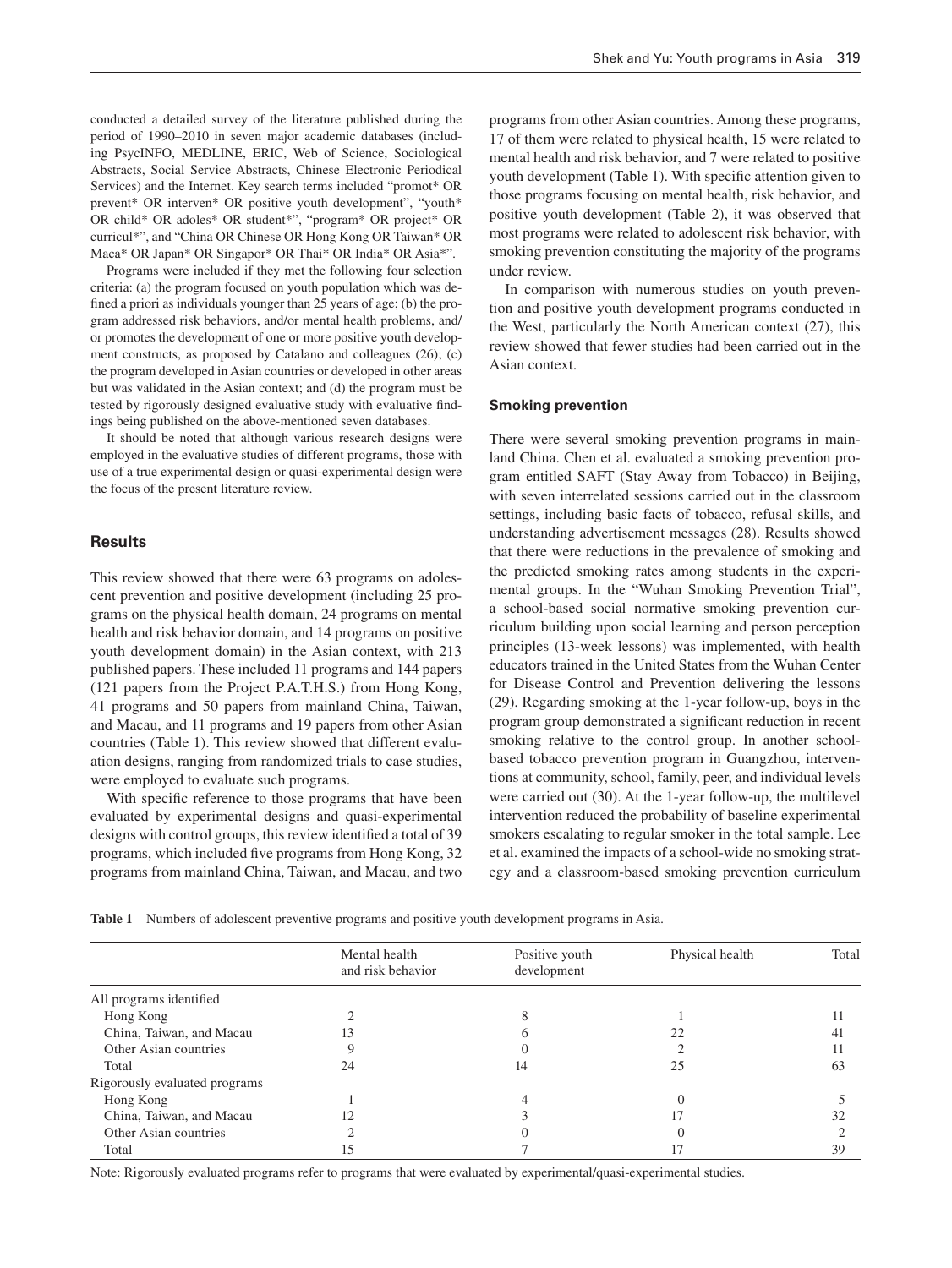conducted a detailed survey of the literature published during the period of 1990–2010 in seven major academic databases (including PsycINFO, MEDLINE, ERIC, Web of Science, Sociological Abstracts, Social Service Abstracts, Chinese Electronic Periodical Services) and the Internet. Key search terms included "promot* OR prevent* OR interven* OR positive youth development", "youth* OR child* OR adoles* OR student*", "program* OR project* OR curricul*", and "China OR Chinese OR Hong Kong OR Taiwan* OR Maca* OR Japan* OR Singapor* OR Thai* OR India* OR Asia*".

Programs were included if they met the following four selection criteria: (a) the program focused on youth population which was defined a priori as individuals younger than 25 years of age; (b) the program addressed risk behaviors, and/or mental health problems, and/or promotes the development of one or more positive youth development constructs, as proposed by Catalano and colleagues (26); (c) the program developed in Asian countries or developed in other areas but was validated in the Asian context; and (d) the program must be tested by rigorously designed evaluative study with evaluative findings being published on the above-mentioned seven databases.

It should be noted that although various research designs were employed in the evaluative studies of different programs, those with use of a true experimental design or quasi-experimental design were the focus of the present literature review.

## Results

This review showed that there were 63 programs on adolescent prevention and positive development (including 25 programs on the physical health domain, 24 programs on mental health and risk behavior domain, and 14 programs on positive youth development domain) in the Asian context, with 213 published papers. These included 11 programs and 144 papers (121 papers from the Project P.A.T.H.S.) from Hong Kong, 41 programs and 50 papers from mainland China, Taiwan, and Macau, and 11 programs and 19 papers from other Asian countries (Table 1). This review showed that different evaluation designs, ranging from randomized trials to case studies, were employed to evaluate such programs.

With specific reference to those programs that have been evaluated by experimental designs and quasi-experimental designs with control groups, this review identified a total of 39 programs, which included five programs from Hong Kong, 32 programs from mainland China, Taiwan, and Macau, and two programs from other Asian countries. Among these programs, 17 of them were related to physical health, 15 were related to mental health and risk behavior, and 7 were related to positive youth development (Table 1). With specific attention given to those programs focusing on mental health, risk behavior, and positive youth development (Table 2), it was observed that most programs were related to adolescent risk behavior, with smoking prevention constituting the majority of the programs under review.

In comparison with numerous studies on youth prevention and positive youth development programs conducted in the West, particularly the North American context (27), this review showed that fewer studies had been carried out in the Asian context.

### Smoking prevention

There were several smoking prevention programs in mainland China. Chen et al. evaluated a smoking prevention program entitled SAFT (Stay Away from Tobacco) in Beijing, with seven interrelated sessions carried out in the classroom settings, including basic facts of tobacco, refusal skills, and understanding advertisement messages (28). Results showed that there were reductions in the prevalence of smoking and the predicted smoking rates among students in the experimental groups. In the "Wuhan Smoking Prevention Trial", a school-based social normative smoking prevention curriculum building upon social learning and person perception principles (13-week lessons) was implemented, with health educators trained in the United States from the Wuhan Center for Disease Control and Prevention delivering the lessons (29). Regarding smoking at the 1-year follow-up, boys in the program group demonstrated a significant reduction in recent smoking relative to the control group. In another school-based tobacco prevention program in Guangzhou, interventions at community, school, family, peer, and individual levels were carried out (30). At the 1-year follow-up, the multilevel intervention reduced the probability of baseline experimental smokers escalating to regular smoker in the total sample. Lee et al. examined the impacts of a school-wide no smoking strategy and a classroom-based smoking prevention curriculum

**Table 1** Numbers of adolescent preventive programs and positive youth development programs in Asia.

| | Mental health and risk behavior | Positive youth development | Physical health | Total |
|---|---|---|---|---|
| All programs identified | | | | |
| Hong Kong | 2 | 8 | 1 | 11 |
| China, Taiwan, and Macau | 13 | 6 | 22 | 41 |
| Other Asian countries | 9 | 0 | 2 | 11 |
| Total | 24 | 14 | 25 | 63 |
| Rigorously evaluated programs | | | | |
| Hong Kong | 1 | 4 | 0 | 5 |
| China, Taiwan, and Macau | 12 | 3 | 17 | 32 |
| Other Asian countries | 2 | 0 | 0 | 2 |
| Total | 15 | 7 | 17 | 39 |

Note: Rigorously evaluated programs refer to programs that were evaluated by experimental/quasi-experimental studies.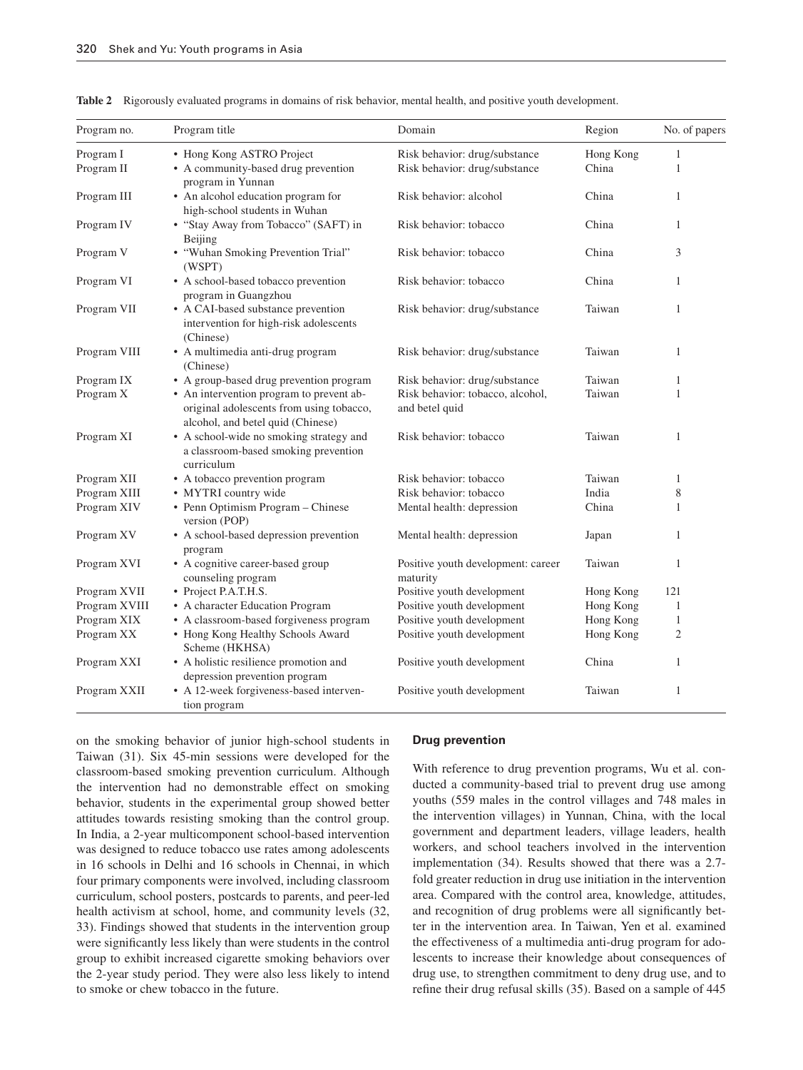**Table 2** Rigorously evaluated programs in domains of risk behavior, mental health, and positive youth development.

| Program no. | Program title | Domain | Region | No. of papers |
|---|---|---|---|---|
| Program I | • Hong Kong ASTRO Project | Risk behavior: drug/substance | Hong Kong | 1 |
| Program II | • A community-based drug prevention program in Yunnan | Risk behavior: drug/substance | China | 1 |
| Program III | • An alcohol education program for high-school students in Wuhan | Risk behavior: alcohol | China | 1 |
| Program IV | • "Stay Away from Tobacco" (SAFT) in Beijing | Risk behavior: tobacco | China | 1 |
| Program V | • "Wuhan Smoking Prevention Trial" (WSPT) | Risk behavior: tobacco | China | 3 |
| Program VI | • A school-based tobacco prevention program in Guangzhou | Risk behavior: tobacco | China | 1 |
| Program VII | • A CAI-based substance prevention intervention for high-risk adolescents (Chinese) | Risk behavior: drug/substance | Taiwan | 1 |
| Program VIII | • A multimedia anti-drug program (Chinese) | Risk behavior: drug/substance | Taiwan | 1 |
| Program IX | • A group-based drug prevention program | Risk behavior: drug/substance | Taiwan | 1 |
| Program X | • An intervention program to prevent aboriginal adolescents from using tobacco, alcohol, and betel quid (Chinese) | Risk behavior: tobacco, alcohol, and betel quid | Taiwan | 1 |
| Program XI | • A school-wide no smoking strategy and a classroom-based smoking prevention curriculum | Risk behavior: tobacco | Taiwan | 1 |
| Program XII | • A tobacco prevention program | Risk behavior: tobacco | Taiwan | 1 |
| Program XIII | • MYTRI country wide | Risk behavior: tobacco | India | 8 |
| Program XIV | • Penn Optimism Program – Chinese version (POP) | Mental health: depression | China | 1 |
| Program XV | • A school-based depression prevention program | Mental health: depression | Japan | 1 |
| Program XVI | • A cognitive career-based group counseling program | Positive youth development: career maturity | Taiwan | 1 |
| Program XVII | • Project P.A.T.H.S. | Positive youth development | Hong Kong | 121 |
| Program XVIII | • A character Education Program | Positive youth development | Hong Kong | 1 |
| Program XIX | • A classroom-based forgiveness program | Positive youth development | Hong Kong | 1 |
| Program XX | • Hong Kong Healthy Schools Award Scheme (HKHSA) | Positive youth development | Hong Kong | 2 |
| Program XXI | • A holistic resilience promotion and depression prevention program | Positive youth development | China | 1 |
| Program XXII | • A 12-week forgiveness-based intervention program | Positive youth development | Taiwan | 1 |

on the smoking behavior of junior high-school students in Taiwan (31). Six 45-min sessions were developed for the classroom-based smoking prevention curriculum. Although the intervention had no demonstrable effect on smoking behavior, students in the experimental group showed better attitudes towards resisting smoking than the control group. In India, a 2-year multicomponent school-based intervention was designed to reduce tobacco use rates among adolescents in 16 schools in Delhi and 16 schools in Chennai, in which four primary components were involved, including classroom curriculum, school posters, postcards to parents, and peer-led health activism at school, home, and community levels (32, 33). Findings showed that students in the intervention group were significantly less likely than were students in the control group to exhibit increased cigarette smoking behaviors over the 2-year study period. They were also less likely to intend to smoke or chew tobacco in the future.

### Drug prevention

With reference to drug prevention programs, Wu et al. conducted a community-based trial to prevent drug use among youths (559 males in the control villages and 748 males in the intervention villages) in Yunnan, China, with the local government and department leaders, village leaders, health workers, and school teachers involved in the intervention implementation (34). Results showed that there was a 2.7-fold greater reduction in drug use initiation in the intervention area. Compared with the control area, knowledge, attitudes, and recognition of drug problems were all significantly better in the intervention area. In Taiwan, Yen et al. examined the effectiveness of a multimedia anti-drug program for adolescents to increase their knowledge about consequences of drug use, to strengthen commitment to deny drug use, and to refine their drug refusal skills (35). Based on a sample of 445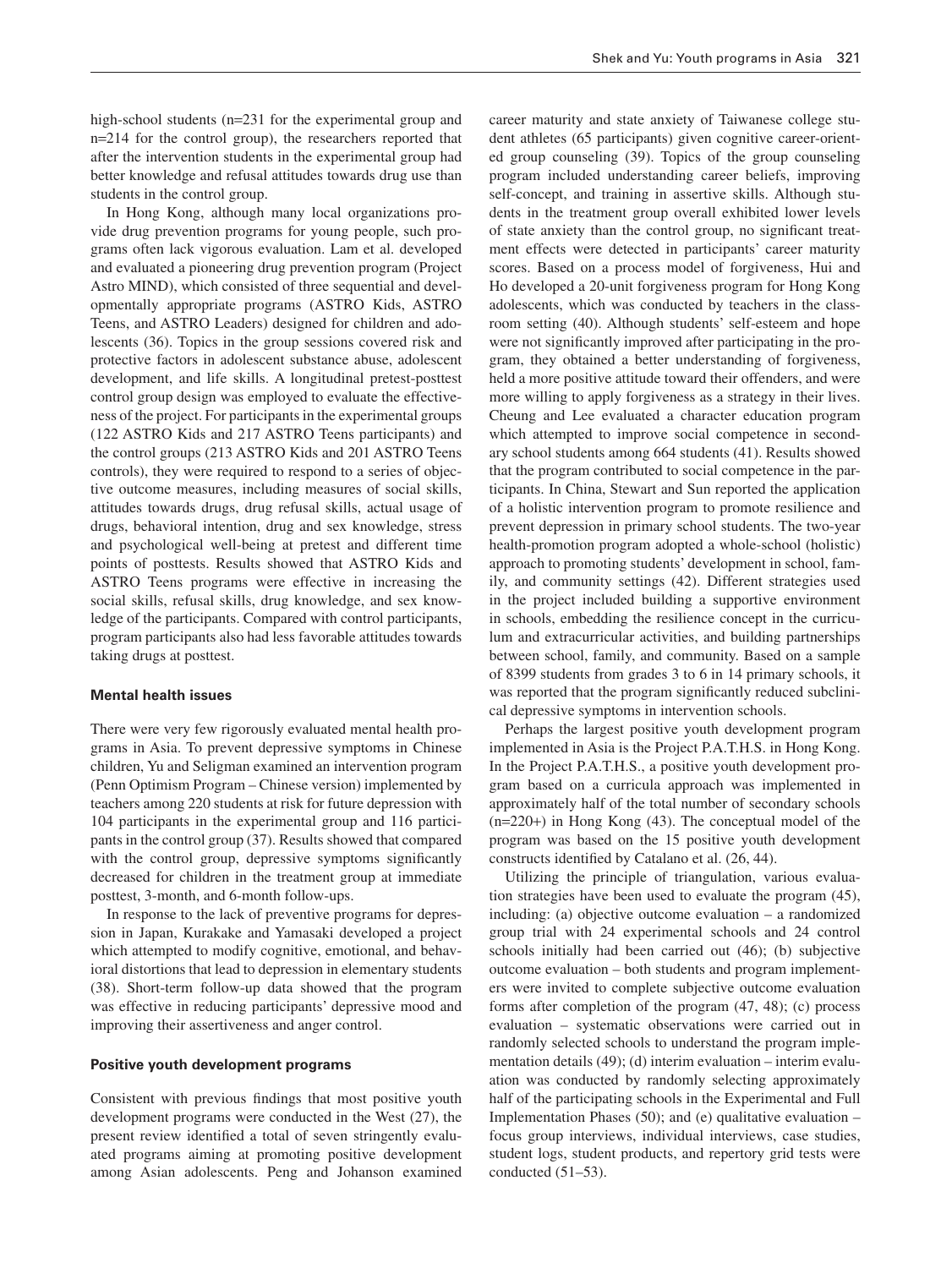high-school students (n=231 for the experimental group and n=214 for the control group), the researchers reported that after the intervention students in the experimental group had better knowledge and refusal attitudes towards drug use than students in the control group.

In Hong Kong, although many local organizations provide drug prevention programs for young people, such programs often lack vigorous evaluation. Lam et al. developed and evaluated a pioneering drug prevention program (Project Astro MIND), which consisted of three sequential and developmentally appropriate programs (ASTRO Kids, ASTRO Teens, and ASTRO Leaders) designed for children and adolescents (36). Topics in the group sessions covered risk and protective factors in adolescent substance abuse, adolescent development, and life skills. A longitudinal pretest-posttest control group design was employed to evaluate the effectiveness of the project. For participants in the experimental groups (122 ASTRO Kids and 217 ASTRO Teens participants) and the control groups (213 ASTRO Kids and 201 ASTRO Teens controls), they were required to respond to a series of objective outcome measures, including measures of social skills, attitudes towards drugs, drug refusal skills, actual usage of drugs, behavioral intention, drug and sex knowledge, stress and psychological well-being at pretest and different time points of posttests. Results showed that ASTRO Kids and ASTRO Teens programs were effective in increasing the social skills, refusal skills, drug knowledge, and sex knowledge of the participants. Compared with control participants, program participants also had less favorable attitudes towards taking drugs at posttest.

### Mental health issues

There were very few rigorously evaluated mental health programs in Asia. To prevent depressive symptoms in Chinese children, Yu and Seligman examined an intervention program (Penn Optimism Program – Chinese version) implemented by teachers among 220 students at risk for future depression with 104 participants in the experimental group and 116 participants in the control group (37). Results showed that compared with the control group, depressive symptoms significantly decreased for children in the treatment group at immediate posttest, 3-month, and 6-month follow-ups.

In response to the lack of preventive programs for depression in Japan, Kurakake and Yamasaki developed a project which attempted to modify cognitive, emotional, and behavioral distortions that lead to depression in elementary students (38). Short-term follow-up data showed that the program was effective in reducing participants' depressive mood and improving their assertiveness and anger control.

### Positive youth development programs

Consistent with previous findings that most positive youth development programs were conducted in the West (27), the present review identified a total of seven stringently evaluated programs aiming at promoting positive development among Asian adolescents. Peng and Johanson examined career maturity and state anxiety of Taiwanese college student athletes (65 participants) given cognitive career-oriented group counseling (39). Topics of the group counseling program included understanding career beliefs, improving self-concept, and training in assertive skills. Although students in the treatment group overall exhibited lower levels of state anxiety than the control group, no significant treatment effects were detected in participants' career maturity scores. Based on a process model of forgiveness, Hui and Ho developed a 20-unit forgiveness program for Hong Kong adolescents, which was conducted by teachers in the classroom setting (40). Although students' self-esteem and hope were not significantly improved after participating in the program, they obtained a better understanding of forgiveness, held a more positive attitude toward their offenders, and were more willing to apply forgiveness as a strategy in their lives. Cheung and Lee evaluated a character education program which attempted to improve social competence in secondary school students among 664 students (41). Results showed that the program contributed to social competence in the participants. In China, Stewart and Sun reported the application of a holistic intervention program to promote resilience and prevent depression in primary school students. The two-year health-promotion program adopted a whole-school (holistic) approach to promoting students' development in school, family, and community settings (42). Different strategies used in the project included building a supportive environment in schools, embedding the resilience concept in the curriculum and extracurricular activities, and building partnerships between school, family, and community. Based on a sample of 8399 students from grades 3 to 6 in 14 primary schools, it was reported that the program significantly reduced subclinical depressive symptoms in intervention schools.

Perhaps the largest positive youth development program implemented in Asia is the Project P.A.T.H.S. in Hong Kong. In the Project P.A.T.H.S., a positive youth development program based on a curricula approach was implemented in approximately half of the total number of secondary schools (n=220+) in Hong Kong (43). The conceptual model of the program was based on the 15 positive youth development constructs identified by Catalano et al. (26, 44).

Utilizing the principle of triangulation, various evaluation strategies have been used to evaluate the program (45), including: (a) objective outcome evaluation – a randomized group trial with 24 experimental schools and 24 control schools initially had been carried out (46); (b) subjective outcome evaluation – both students and program implementers were invited to complete subjective outcome evaluation forms after completion of the program (47, 48); (c) process evaluation – systematic observations were carried out in randomly selected schools to understand the program implementation details (49); (d) interim evaluation – interim evaluation was conducted by randomly selecting approximately half of the participating schools in the Experimental and Full Implementation Phases (50); and (e) qualitative evaluation – focus group interviews, individual interviews, case studies, student logs, student products, and repertory grid tests were conducted (51–53).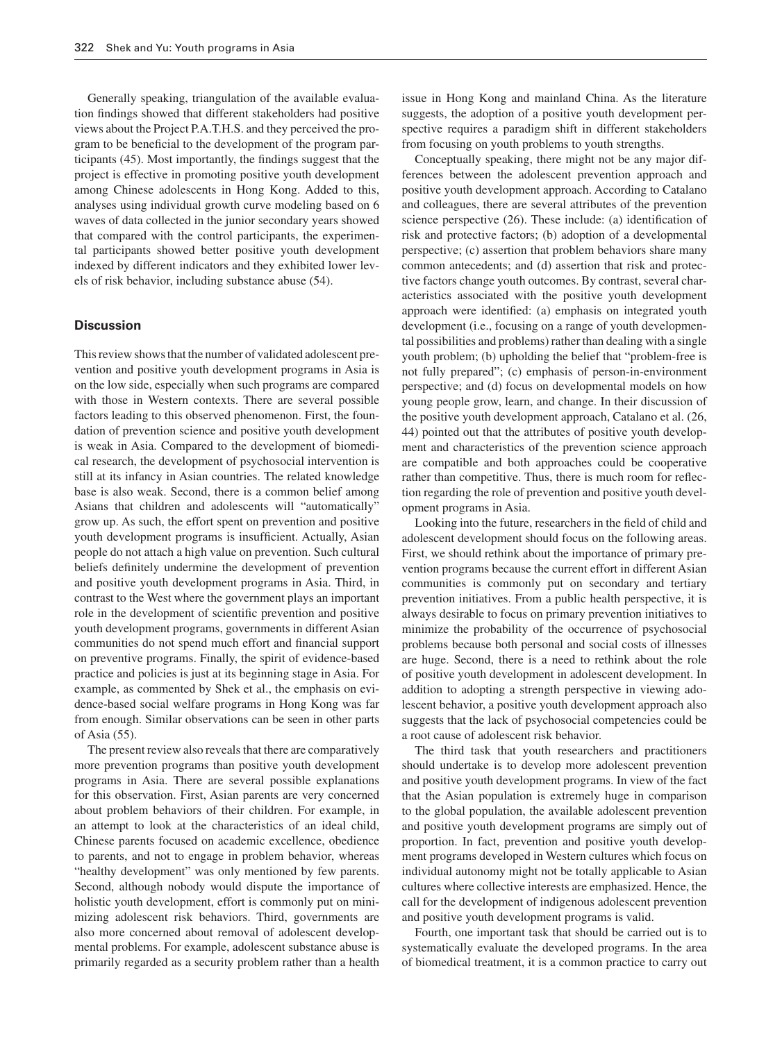Generally speaking, triangulation of the available evaluation findings showed that different stakeholders had positive views about the Project P.A.T.H.S. and they perceived the program to be beneficial to the development of the program participants (45). Most importantly, the findings suggest that the project is effective in promoting positive youth development among Chinese adolescents in Hong Kong. Added to this, analyses using individual growth curve modeling based on 6 waves of data collected in the junior secondary years showed that compared with the control participants, the experimental participants showed better positive youth development indexed by different indicators and they exhibited lower levels of risk behavior, including substance abuse (54).

## Discussion

This review shows that the number of validated adolescent prevention and positive youth development programs in Asia is on the low side, especially when such programs are compared with those in Western contexts. There are several possible factors leading to this observed phenomenon. First, the foundation of prevention science and positive youth development is weak in Asia. Compared to the development of biomedical research, the development of psychosocial intervention is still at its infancy in Asian countries. The related knowledge base is also weak. Second, there is a common belief among Asians that children and adolescents will "automatically" grow up. As such, the effort spent on prevention and positive youth development programs is insufficient. Actually, Asian people do not attach a high value on prevention. Such cultural beliefs definitely undermine the development of prevention and positive youth development programs in Asia. Third, in contrast to the West where the government plays an important role in the development of scientific prevention and positive youth development programs, governments in different Asian communities do not spend much effort and financial support on preventive programs. Finally, the spirit of evidence-based practice and policies is just at its beginning stage in Asia. For example, as commented by Shek et al., the emphasis on evidence-based social welfare programs in Hong Kong was far from enough. Similar observations can be seen in other parts of Asia (55).

The present review also reveals that there are comparatively more prevention programs than positive youth development programs in Asia. There are several possible explanations for this observation. First, Asian parents are very concerned about problem behaviors of their children. For example, in an attempt to look at the characteristics of an ideal child, Chinese parents focused on academic excellence, obedience to parents, and not to engage in problem behavior, whereas "healthy development" was only mentioned by few parents. Second, although nobody would dispute the importance of holistic youth development, effort is commonly put on minimizing adolescent risk behaviors. Third, governments are also more concerned about removal of adolescent developmental problems. For example, adolescent substance abuse is primarily regarded as a security problem rather than a health issue in Hong Kong and mainland China. As the literature suggests, the adoption of a positive youth development perspective requires a paradigm shift in different stakeholders from focusing on youth problems to youth strengths.

Conceptually speaking, there might not be any major differences between the adolescent prevention approach and positive youth development approach. According to Catalano and colleagues, there are several attributes of the prevention science perspective (26). These include: (a) identification of risk and protective factors; (b) adoption of a developmental perspective; (c) assertion that problem behaviors share many common antecedents; and (d) assertion that risk and protective factors change youth outcomes. By contrast, several characteristics associated with the positive youth development approach were identified: (a) emphasis on integrated youth development (i.e., focusing on a range of youth developmental possibilities and problems) rather than dealing with a single youth problem; (b) upholding the belief that "problem-free is not fully prepared"; (c) emphasis of person-in-environment perspective; and (d) focus on developmental models on how young people grow, learn, and change. In their discussion of the positive youth development approach, Catalano et al. (26, 44) pointed out that the attributes of positive youth development and characteristics of the prevention science approach are compatible and both approaches could be cooperative rather than competitive. Thus, there is much room for reflection regarding the role of prevention and positive youth development programs in Asia.

Looking into the future, researchers in the field of child and adolescent development should focus on the following areas. First, we should rethink about the importance of primary prevention programs because the current effort in different Asian communities is commonly put on secondary and tertiary prevention initiatives. From a public health perspective, it is always desirable to focus on primary prevention initiatives to minimize the probability of the occurrence of psychosocial problems because both personal and social costs of illnesses are huge. Second, there is a need to rethink about the role of positive youth development in adolescent development. In addition to adopting a strength perspective in viewing adolescent behavior, a positive youth development approach also suggests that the lack of psychosocial competencies could be a root cause of adolescent risk behavior.

The third task that youth researchers and practitioners should undertake is to develop more adolescent prevention and positive youth development programs. In view of the fact that the Asian population is extremely huge in comparison to the global population, the available adolescent prevention and positive youth development programs are simply out of proportion. In fact, prevention and positive youth development programs developed in Western cultures which focus on individual autonomy might not be totally applicable to Asian cultures where collective interests are emphasized. Hence, the call for the development of indigenous adolescent prevention and positive youth development programs is valid.

Fourth, one important task that should be carried out is to systematically evaluate the developed programs. In the area of biomedical treatment, it is a common practice to carry out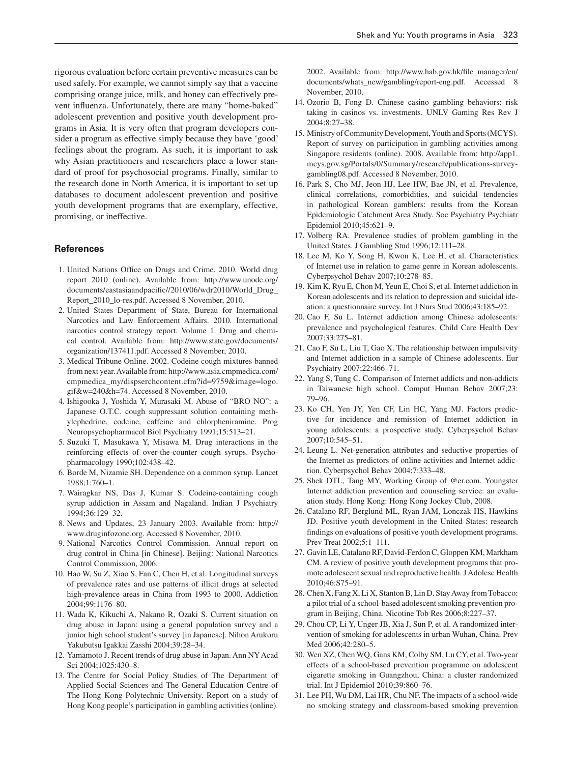rigorous evaluation before certain preventive measures can be used safely. For example, we cannot simply say that a vaccine comprising orange juice, milk, and honey can effectively prevent influenza. Unfortunately, there are many "home-baked" adolescent prevention and positive youth development programs in Asia. It is very often that program developers consider a program as effective simply because they have 'good' feelings about the program. As such, it is important to ask why Asian practitioners and researchers place a lower standard of proof for psychosocial programs. Finally, similar to the research done in North America, it is important to set up databases to document adolescent prevention and positive youth development programs that are exemplary, effective, promising, or ineffective.

## References

1. United Nations Office on Drugs and Crime. 2010. World drug report 2010 (online). Available from: http://www.unodc.org/documents/eastasiaandpacific//2010/06/wdr2010/World_Drug_Report_2010_lo-res.pdf. Accessed 8 November, 2010.
2. United States Department of State, Bureau for International Narcotics and Law Enforcement Affairs. 2010. International narcotics control strategy report. Volume 1. Drug and chemical control. Available from: http://www.state.gov/documents/organization/137411.pdf. Accessed 8 November, 2010.
3. Medical Tribune Online. 2002. Codeine cough mixtures banned from next year. Available from: http://www.asia.cmpmedica.com/cmpmedica_my/dispserchcontent.cfm?id=9759&image=logo.gif&w=240&h=74. Accessed 8 November, 2010.
4. Ishigooka J, Yoshida Y, Murasaki M. Abuse of "BRO NO": a Japanese O.T.C. cough suppressant solution containing methylephedrine, codeine, caffeine and chlorpheniramine. Prog Neuropsychopharmacol Biol Psychiatry 1991;15:513–21.
5. Suzuki T, Masukawa Y, Misawa M. Drug interactions in the reinforcing effects of over-the-counter cough syrups. Psychopharmacology 1990;102:438–42.
6. Borde M, Nizamie SH. Dependence on a common syrup. Lancet 1988;1:760–1.
7. Wairagkar NS, Das J, Kumar S. Codeine-containing cough syrup addiction in Assam and Nagaland. Indian J Psychiatry 1994;36:129–32.
8. News and Updates, 23 January 2003. Available from: http://www.druginfozone.org. Accessed 8 November, 2010.
9. National Narcotics Control Commission. Annual report on drug control in China [in Chinese]. Beijing: National Narcotics Control Commission, 2006.
10. Hao W, Su Z, Xiao S, Fan C, Chen H, et al. Longitudinal surveys of prevalence rates and use patterns of illicit drugs at selected high-prevalence areas in China from 1993 to 2000. Addiction 2004;99:1176–80.
11. Wada K, Kikuchi A, Nakano R, Ozaki S. Current situation on drug abuse in Japan: using a general population survey and a junior high school student's survey [in Japanese]. Nihon Arukoru Yakubutsu Igakkai Zasshi 2004;39:28–34.
12. Yamamoto J. Recent trends of drug abuse in Japan. Ann NY Acad Sci 2004;1025:430–8.
13. The Centre for Social Policy Studies of The Department of Applied Social Sciences and The General Education Centre of The Hong Kong Polytechnic University. Report on a study of Hong Kong people's participation in gambling activities (online). 2002. Available from: http://www.hab.gov.hk/file_manager/en/documents/whats_new/gambling/report-eng.pdf. Accessed 8 November, 2010.
14. Ozorio B, Fong D. Chinese casino gambling behaviors: risk taking in casinos vs. investments. UNLV Gaming Res Rev J 2004;8:27–38.
15. Ministry of Community Development, Youth and Sports (MCYS). Report of survey on participation in gambling activities among Singapore residents (online). 2008. Available from: http://app1.mcys.gov.sg/Portals/0/Summary/research/publications-survey-gambling08.pdf. Accessed 8 November, 2010.
16. Park S, Cho MJ, Jeon HJ, Lee HW, Bae JN, et al. Prevalence, clinical correlations, comorbidities, and suicidal tendencies in pathological Korean gamblers: results from the Korean Epidemiologic Catchment Area Study. Soc Psychiatry Psychiatr Epidemiol 2010;45:621–9.
17. Volberg RA. Prevalence studies of problem gambling in the United States. J Gambling Stud 1996;12:111–28.
18. Lee M, Ko Y, Song H, Kwon K, Lee H, et al. Characteristics of Internet use in relation to game genre in Korean adolescents. Cyberpsychol Behav 2007;10:278–85.
19. Kim K, Ryu E, Chon M, Yeun E, Choi S, et al. Internet addiction in Korean adolescents and its relation to depression and suicidal ideation: a questionnaire survey. Int J Nurs Stud 2006;43:185–92.
20. Cao F, Su L. Internet addiction among Chinese adolescents: prevalence and psychological features. Child Care Health Dev 2007;33:275–81.
21. Cao F, Su L, Liu T, Gao X. The relationship between impulsivity and Internet addiction in a sample of Chinese adolescents. Eur Psychiatry 2007;22:466–71.
22. Yang S, Tung C. Comparison of Internet addicts and non-addicts in Taiwanese high school. Comput Human Behav 2007;23:79–96.
23. Ko CH, Yen JY, Yen CF, Lin HC, Yang MJ. Factors predictive for incidence and remission of Internet addiction in young adolescents: a prospective study. Cyberpsychol Behav 2007;10:545–51.
24. Leung L. Net-generation attributes and seductive properties of the Internet as predictors of online activities and Internet addiction. Cyberpsychol Behav 2004;7:333–48.
25. Shek DTL, Tang MY, Working Group of @er.com. Youngster Internet addiction prevention and counseling service: an evaluation study. Hong Kong: Hong Kong Jockey Club, 2008.
26. Catalano RF, Berglund ML, Ryan JAM, Lonczak HS, Hawkins JD. Positive youth development in the United States: research findings on evaluations of positive youth development programs. Prev Treat 2002;5:1–111.
27. Gavin LE, Catalano RF, David-Ferdon C, Gloppen KM, Markham CM. A review of positive youth development programs that promote adolescent sexual and reproductive health. J Adolesc Health 2010;46:S75–91.
28. Chen X, Fang X, Li X, Stanton B, Lin D. Stay Away from Tobacco: a pilot trial of a school-based adolescent smoking prevention program in Beijing, China. Nicotine Tob Res 2006;8:227–37.
29. Chou CP, Li Y, Unger JB, Xia J, Sun P, et al. A randomized intervention of smoking for adolescents in urban Wuhan, China. Prev Med 2006;42:280–5.
30. Wen XZ, Chen WQ, Gans KM, Colby SM, Lu CY, et al. Two-year effects of a school-based prevention programme on adolescent cigarette smoking in Guangzhou, China: a cluster randomized trial. Int J Epidemiol 2010;39:860–76.
31. Lee PH, Wu DM, Lai HR, Chu NF. The impacts of a school-wide no smoking strategy and classroom-based smoking prevention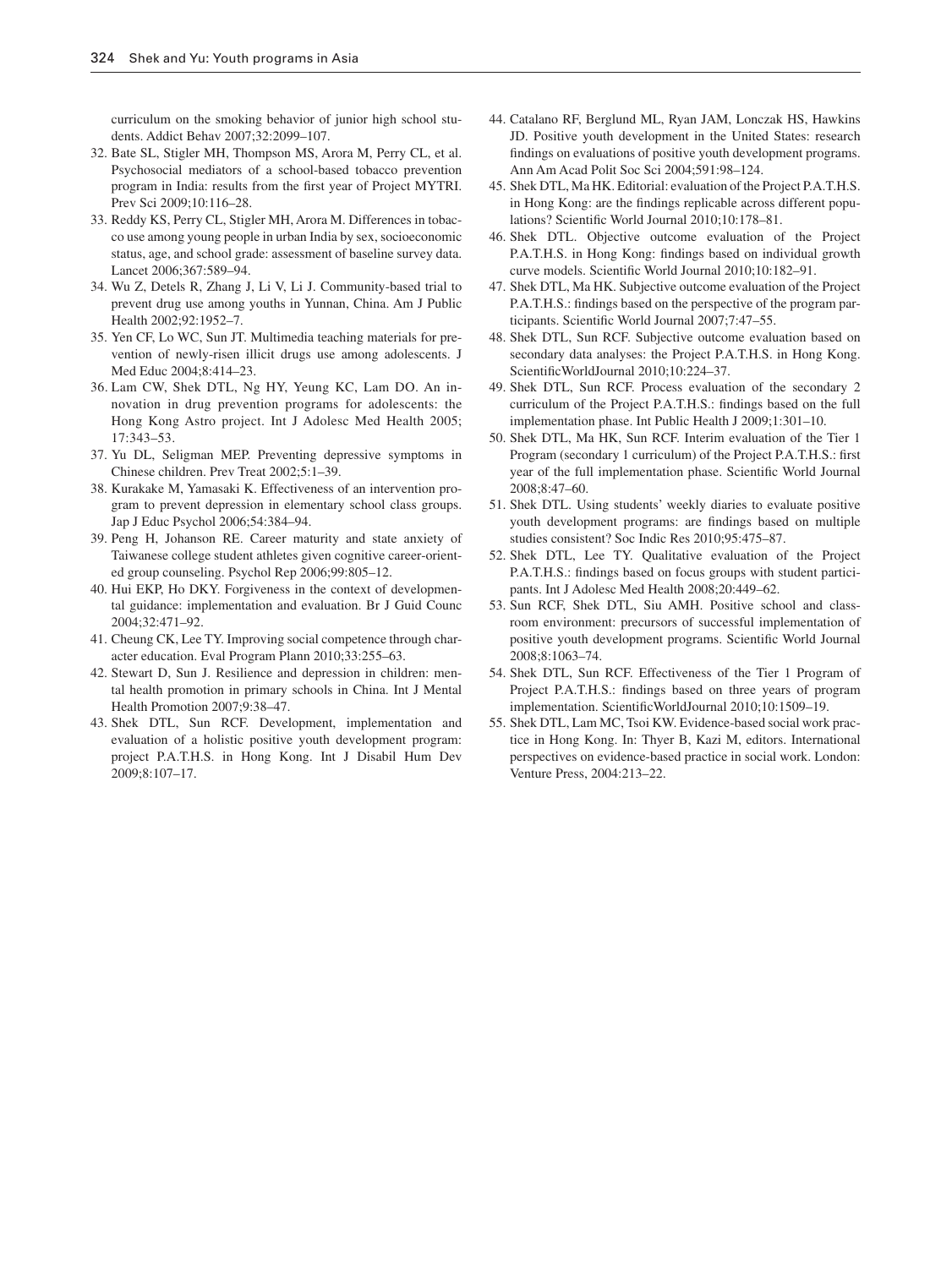curriculum on the smoking behavior of junior high school students. Addict Behav 2007;32:2099–107.

32. Bate SL, Stigler MH, Thompson MS, Arora M, Perry CL, et al. Psychosocial mediators of a school-based tobacco prevention program in India: results from the first year of Project MYTRI. Prev Sci 2009;10:116–28.
33. Reddy KS, Perry CL, Stigler MH, Arora M. Differences in tobacco use among young people in urban India by sex, socioeconomic status, age, and school grade: assessment of baseline survey data. Lancet 2006;367:589–94.
34. Wu Z, Detels R, Zhang J, Li V, Li J. Community-based trial to prevent drug use among youths in Yunnan, China. Am J Public Health 2002;92:1952–7.
35. Yen CF, Lo WC, Sun JT. Multimedia teaching materials for prevention of newly-risen illicit drugs use among adolescents. J Med Educ 2004;8:414–23.
36. Lam CW, Shek DTL, Ng HY, Yeung KC, Lam DO. An innovation in drug prevention programs for adolescents: the Hong Kong Astro project. Int J Adolesc Med Health 2005; 17:343–53.
37. Yu DL, Seligman MEP. Preventing depressive symptoms in Chinese children. Prev Treat 2002;5:1–39.
38. Kurakake M, Yamasaki K. Effectiveness of an intervention program to prevent depression in elementary school class groups. Jap J Educ Psychol 2006;54:384–94.
39. Peng H, Johanson RE. Career maturity and state anxiety of Taiwanese college student athletes given cognitive career-oriented group counseling. Psychol Rep 2006;99:805–12.
40. Hui EKP, Ho DKY. Forgiveness in the context of developmental guidance: implementation and evaluation. Br J Guid Counc 2004;32:471–92.
41. Cheung CK, Lee TY. Improving social competence through character education. Eval Program Plann 2010;33:255–63.
42. Stewart D, Sun J. Resilience and depression in children: mental health promotion in primary schools in China. Int J Mental Health Promotion 2007;9:38–47.
43. Shek DTL, Sun RCF. Development, implementation and evaluation of a holistic positive youth development program: project P.A.T.H.S. in Hong Kong. Int J Disabil Hum Dev 2009;8:107–17.
44. Catalano RF, Berglund ML, Ryan JAM, Lonczak HS, Hawkins JD. Positive youth development in the United States: research findings on evaluations of positive youth development programs. Ann Am Acad Polit Soc Sci 2004;591:98–124.
45. Shek DTL, Ma HK. Editorial: evaluation of the Project P.A.T.H.S. in Hong Kong: are the findings replicable across different populations? Scientific World Journal 2010;10:178–81.
46. Shek DTL. Objective outcome evaluation of the Project P.A.T.H.S. in Hong Kong: findings based on individual growth curve models. Scientific World Journal 2010;10:182–91.
47. Shek DTL, Ma HK. Subjective outcome evaluation of the Project P.A.T.H.S.: findings based on the perspective of the program participants. Scientific World Journal 2007;7:47–55.
48. Shek DTL, Sun RCF. Subjective outcome evaluation based on secondary data analyses: the Project P.A.T.H.S. in Hong Kong. ScientificWorldJournal 2010;10:224–37.
49. Shek DTL, Sun RCF. Process evaluation of the secondary 2 curriculum of the Project P.A.T.H.S.: findings based on the full implementation phase. Int Public Health J 2009;1:301–10.
50. Shek DTL, Ma HK, Sun RCF. Interim evaluation of the Tier 1 Program (secondary 1 curriculum) of the Project P.A.T.H.S.: first year of the full implementation phase. Scientific World Journal 2008;8:47–60.
51. Shek DTL. Using students' weekly diaries to evaluate positive youth development programs: are findings based on multiple studies consistent? Soc Indic Res 2010;95:475–87.
52. Shek DTL, Lee TY. Qualitative evaluation of the Project P.A.T.H.S.: findings based on focus groups with student participants. Int J Adolesc Med Health 2008;20:449–62.
53. Sun RCF, Shek DTL, Siu AMH. Positive school and classroom environment: precursors of successful implementation of positive youth development programs. Scientific World Journal 2008;8:1063–74.
54. Shek DTL, Sun RCF. Effectiveness of the Tier 1 Program of Project P.A.T.H.S.: findings based on three years of program implementation. ScientificWorldJournal 2010;10:1509–19.
55. Shek DTL, Lam MC, Tsoi KW. Evidence-based social work practice in Hong Kong. In: Thyer B, Kazi M, editors. International perspectives on evidence-based practice in social work. London: Venture Press, 2004:213–22.